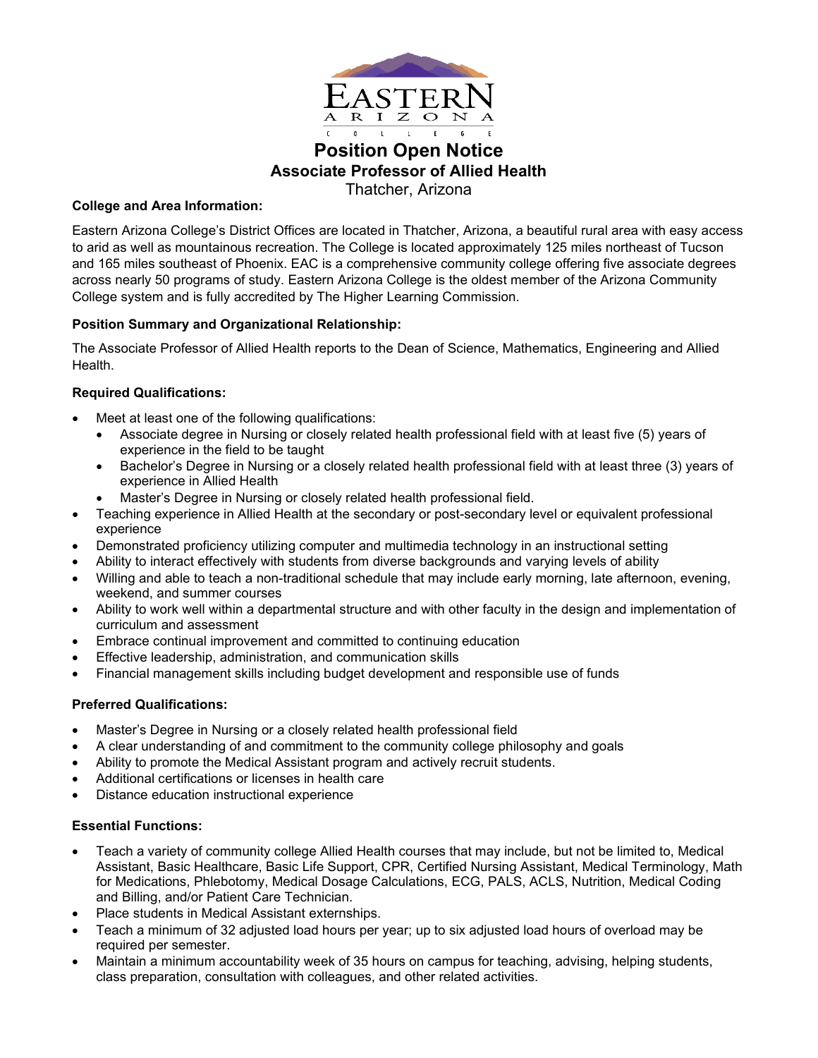Eastern Arizona College

# Position Open Notice

## Associate Professor of Allied Health

Thatcher, Arizona

**College and Area Information:**

Eastern Arizona College's District Offices are located in Thatcher, Arizona, a beautiful rural area with easy access to arid as well as mountainous recreation. The College is located approximately 125 miles northeast of Tucson and 165 miles southeast of Phoenix. EAC is a comprehensive community college offering five associate degrees across nearly 50 programs of study. Eastern Arizona College is the oldest member of the Arizona Community College system and is fully accredited by The Higher Learning Commission.

**Position Summary and Organizational Relationship:**

The Associate Professor of Allied Health reports to the Dean of Science, Mathematics, Engineering and Allied Health.

**Required Qualifications:**

- Meet at least one of the following qualifications:
  - Associate degree in Nursing or closely related health professional field with at least five (5) years of experience in the field to be taught
  - Bachelor's Degree in Nursing or a closely related health professional field with at least three (3) years of experience in Allied Health
  - Master's Degree in Nursing or closely related health professional field.
- Teaching experience in Allied Health at the secondary or post-secondary level or equivalent professional experience
- Demonstrated proficiency utilizing computer and multimedia technology in an instructional setting
- Ability to interact effectively with students from diverse backgrounds and varying levels of ability
- Willing and able to teach a non-traditional schedule that may include early morning, late afternoon, evening, weekend, and summer courses
- Ability to work well within a departmental structure and with other faculty in the design and implementation of curriculum and assessment
- Embrace continual improvement and committed to continuing education
- Effective leadership, administration, and communication skills
- Financial management skills including budget development and responsible use of funds

**Preferred Qualifications:**

- Master's Degree in Nursing or a closely related health professional field
- A clear understanding of and commitment to the community college philosophy and goals
- Ability to promote the Medical Assistant program and actively recruit students.
- Additional certifications or licenses in health care
- Distance education instructional experience

**Essential Functions:**

- Teach a variety of community college Allied Health courses that may include, but not be limited to, Medical Assistant, Basic Healthcare, Basic Life Support, CPR, Certified Nursing Assistant, Medical Terminology, Math for Medications, Phlebotomy, Medical Dosage Calculations, ECG, PALS, ACLS, Nutrition, Medical Coding and Billing, and/or Patient Care Technician.
- Place students in Medical Assistant externships.
- Teach a minimum of 32 adjusted load hours per year; up to six adjusted load hours of overload may be required per semester.
- Maintain a minimum accountability week of 35 hours on campus for teaching, advising, helping students, class preparation, consultation with colleagues, and other related activities.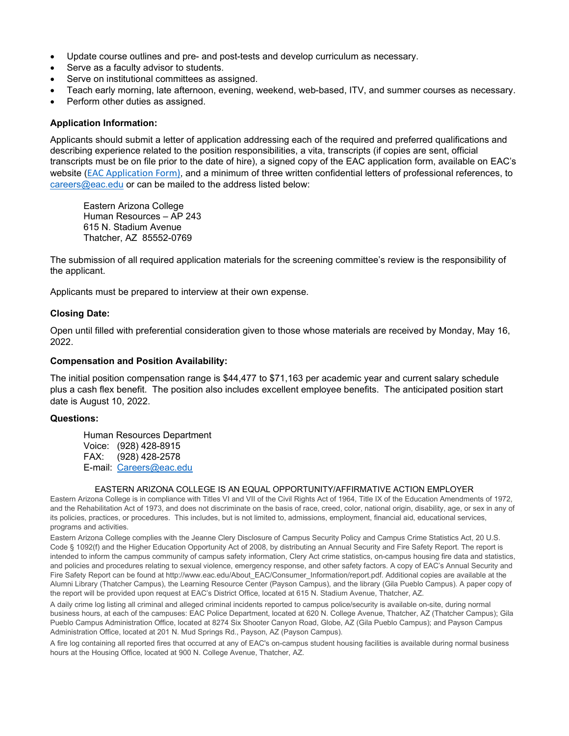- Update course outlines and pre- and post-tests and develop curriculum as necessary.
- Serve as a faculty advisor to students.
- Serve on institutional committees as assigned.
- Teach early morning, late afternoon, evening, weekend, web-based, ITV, and summer courses as necessary.
- Perform other duties as assigned.

**Application Information:**

Applicants should submit a letter of application addressing each of the required and preferred qualifications and describing experience related to the position responsibilities, a vita, transcripts (if copies are sent, official transcripts must be on file prior to the date of hire), a signed copy of the EAC application form, available on EAC's website (EAC Application Form), and a minimum of three written confidential letters of professional references, to careers@eac.edu or can be mailed to the address listed below:

> Eastern Arizona College
> Human Resources – AP 243
> 615 N. Stadium Avenue
> Thatcher, AZ 85552-0769

The submission of all required application materials for the screening committee's review is the responsibility of the applicant.

Applicants must be prepared to interview at their own expense.

**Closing Date:**

Open until filled with preferential consideration given to those whose materials are received by Monday, May 16, 2022.

**Compensation and Position Availability:**

The initial position compensation range is $44,477 to $71,163 per academic year and current salary schedule plus a cash flex benefit. The position also includes excellent employee benefits. The anticipated position start date is August 10, 2022.

**Questions:**

> Human Resources Department
> Voice: (928) 428-8915
> FAX: (928) 428-2578
> E-mail: Careers@eac.edu

EASTERN ARIZONA COLLEGE IS AN EQUAL OPPORTUNITY/AFFIRMATIVE ACTION EMPLOYER

Eastern Arizona College is in compliance with Titles VI and VII of the Civil Rights Act of 1964, Title IX of the Education Amendments of 1972, and the Rehabilitation Act of 1973, and does not discriminate on the basis of race, creed, color, national origin, disability, age, or sex in any of its policies, practices, or procedures. This includes, but is not limited to, admissions, employment, financial aid, educational services, programs and activities.

Eastern Arizona College complies with the Jeanne Clery Disclosure of Campus Security Policy and Campus Crime Statistics Act, 20 U.S. Code § 1092(f) and the Higher Education Opportunity Act of 2008, by distributing an Annual Security and Fire Safety Report. The report is intended to inform the campus community of campus safety information, Clery Act crime statistics, on-campus housing fire data and statistics, and policies and procedures relating to sexual violence, emergency response, and other safety factors. A copy of EAC's Annual Security and Fire Safety Report can be found at http://www.eac.edu/About_EAC/Consumer_Information/report.pdf. Additional copies are available at the Alumni Library (Thatcher Campus), the Learning Resource Center (Payson Campus), and the library (Gila Pueblo Campus). A paper copy of the report will be provided upon request at EAC's District Office, located at 615 N. Stadium Avenue, Thatcher, AZ.

A daily crime log listing all criminal and alleged criminal incidents reported to campus police/security is available on-site, during normal business hours, at each of the campuses: EAC Police Department, located at 620 N. College Avenue, Thatcher, AZ (Thatcher Campus); Gila Pueblo Campus Administration Office, located at 8274 Six Shooter Canyon Road, Globe, AZ (Gila Pueblo Campus); and Payson Campus Administration Office, located at 201 N. Mud Springs Rd., Payson, AZ (Payson Campus).

A fire log containing all reported fires that occurred at any of EAC's on-campus student housing facilities is available during normal business hours at the Housing Office, located at 900 N. College Avenue, Thatcher, AZ.